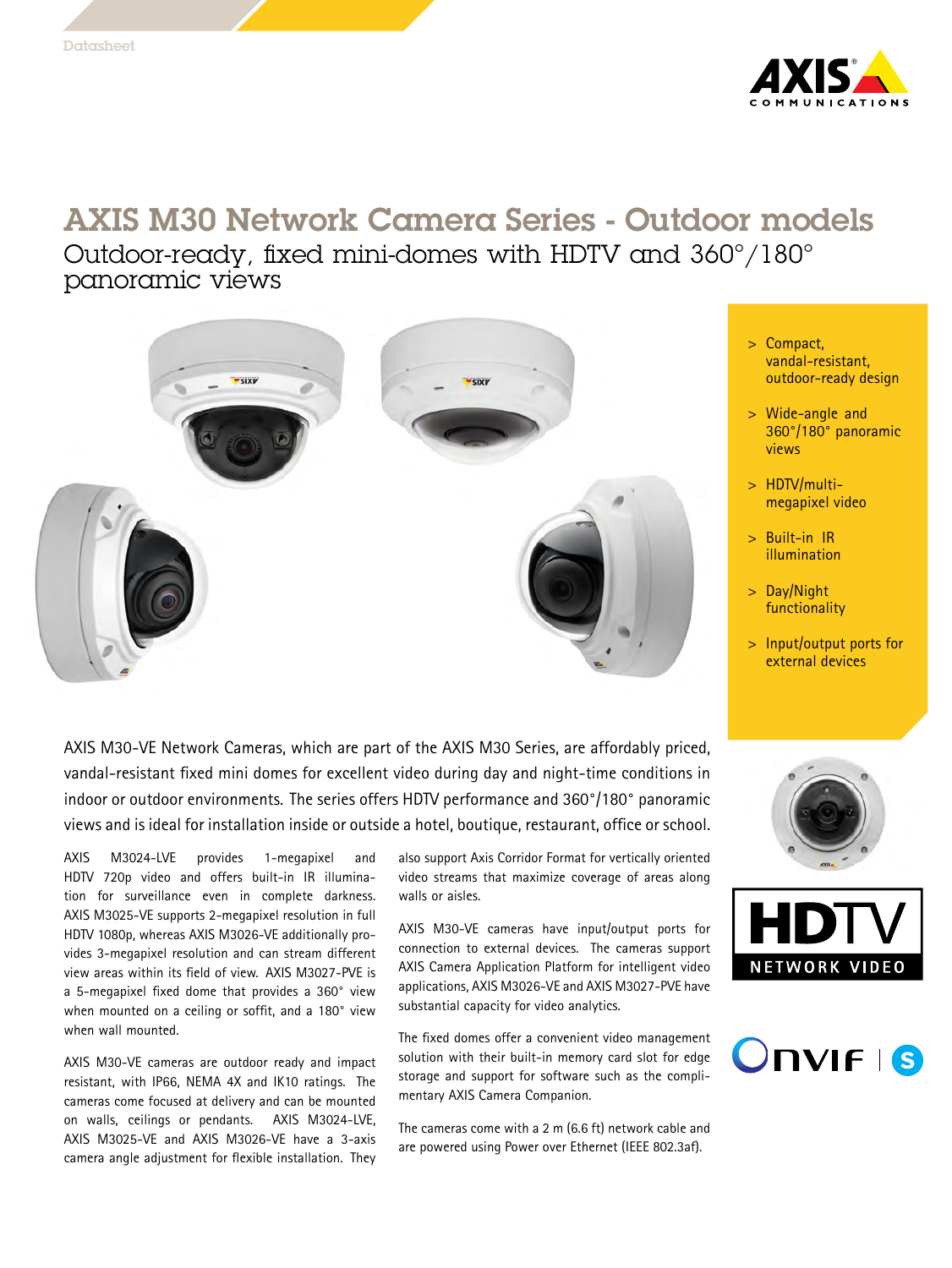Datasheet

# AXIS M30 Network Camera Series - Outdoor models

## Outdoor-ready, fixed mini-domes with HDTV and 360°/180° panoramic views

- Compact, vandal-resistant, outdoor-ready design
- Wide-angle and 360°/180° panoramic views
- HDTV/multi-megapixel video
- Built-in IR illumination
- Day/Night functionality
- Input/output ports for external devices

AXIS M30-VE Network Cameras, which are part of the AXIS M30 Series, are affordably priced, vandal-resistant fixed mini domes for excellent video during day and night-time conditions in indoor or outdoor environments. The series offers HDTV performance and 360°/180° panoramic views and is ideal for installation inside or outside a hotel, boutique, restaurant, office or school.

AXIS M3024-LVE provides 1-megapixel and HDTV 720p video and offers built-in IR illumination for surveillance even in complete darkness. AXIS M3025-VE supports 2-megapixel resolution in full HDTV 1080p, whereas AXIS M3026-VE additionally provides 3-megapixel resolution and can stream different view areas within its field of view. AXIS M3027-PVE is a 5-megapixel fixed dome that provides a 360° view when mounted on a ceiling or soffit, and a 180° view when wall mounted.

AXIS M30-VE cameras are outdoor ready and impact resistant, with IP66, NEMA 4X and IK10 ratings. The cameras come focused at delivery and can be mounted on walls, ceilings or pendants. AXIS M3024-LVE, AXIS M3025-VE and AXIS M3026-VE have a 3-axis camera angle adjustment for flexible installation. They also support Axis Corridor Format for vertically oriented video streams that maximize coverage of areas along walls or aisles.

AXIS M30-VE cameras have input/output ports for connection to external devices. The cameras support AXIS Camera Application Platform for intelligent video applications, AXIS M3026-VE and AXIS M3027-PVE have substantial capacity for video analytics.

The fixed domes offer a convenient video management solution with their built-in memory card slot for edge storage and support for software such as the complimentary AXIS Camera Companion.

The cameras come with a 2 m (6.6 ft) network cable and are powered using Power over Ethernet (IEEE 802.3af).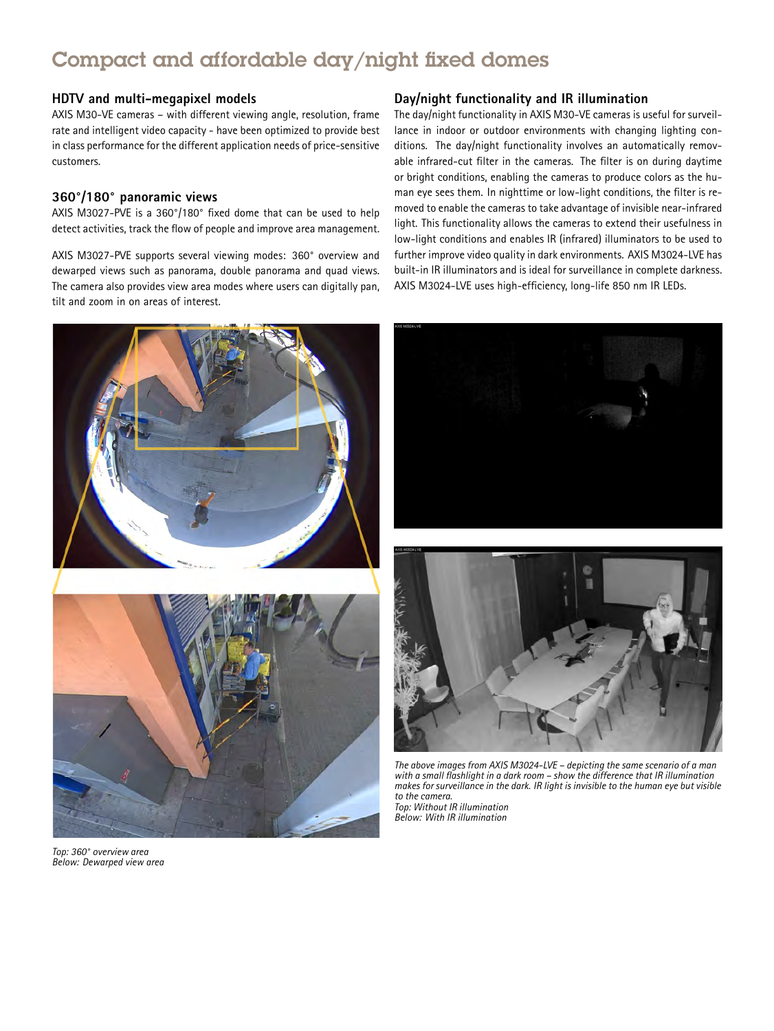# Compact and affordable day/night fixed domes

## HDTV and multi-megapixel models

AXIS M30-VE cameras – with different viewing angle, resolution, frame rate and intelligent video capacity - have been optimized to provide best in class performance for the different application needs of price-sensitive customers.

## 360°/180° panoramic views

AXIS M3027-PVE is a 360°/180° fixed dome that can be used to help detect activities, track the flow of people and improve area management.

AXIS M3027-PVE supports several viewing modes: 360° overview and dewarped views such as panorama, double panorama and quad views. The camera also provides view area modes where users can digitally pan, tilt and zoom in on areas of interest.

## Day/night functionality and IR illumination

The day/night functionality in AXIS M30-VE cameras is useful for surveillance in indoor or outdoor environments with changing lighting conditions. The day/night functionality involves an automatically removable infrared-cut filter in the cameras. The filter is on during daytime or bright conditions, enabling the cameras to produce colors as the human eye sees them. In nighttime or low-light conditions, the filter is removed to enable the cameras to take advantage of invisible near-infrared light. This functionality allows the cameras to extend their usefulness in low-light conditions and enables IR (infrared) illuminators to be used to further improve video quality in dark environments. AXIS M3024-LVE has built-in IR illuminators and is ideal for surveillance in complete darkness. AXIS M3024-LVE uses high-efficiency, long-life 850 nm IR LEDs.

*Top: 360° overview area*
*Below: Dewarped view area*

*The above images from AXIS M3024-LVE – depicting the same scenario of a man with a small flashlight in a dark room – show the difference that IR illumination makes for surveillance in the dark. IR light is invisible to the human eye but visible to the camera.*
*Top: Without IR illumination*
*Below: With IR illumination*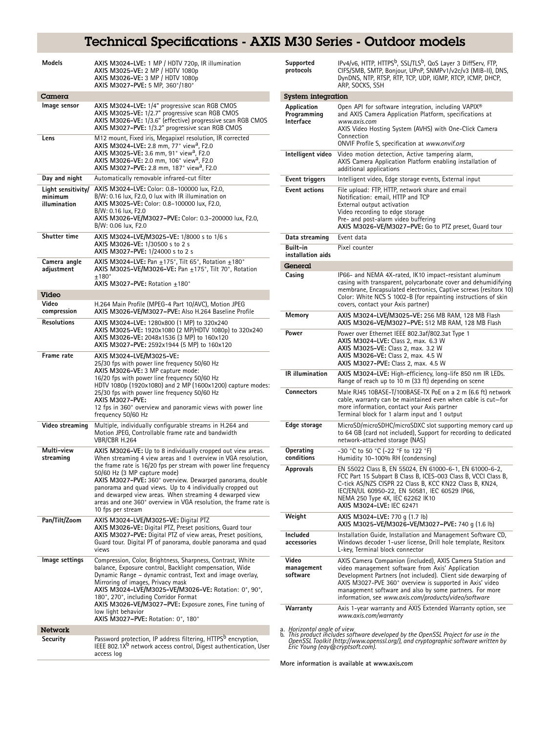# Technical Specifications - AXIS M30 Series - Outdoor models

| | |
|---|---|
| **Models** | **AXIS M3024-LVE:** 1 MP / HDTV 720p, IR illumination<br>**AXIS M3025-VE:** 2 MP / HDTV 1080p<br>**AXIS M3026-VE:** 3 MP / HDTV 1080p<br>**AXIS M3027-PVE:** 5 MP, 360°/180° |

## Camera

| | |
|---|---|
| **Image sensor** | **AXIS M3024-LVE:** 1/4" progressive scan RGB CMOS<br>**AXIS M3025-VE:** 1/2.7" progressive scan RGB CMOS<br>**AXIS M3026-VE:** 1/3.6" (effective) progressive scan RGB CMOS<br>**AXIS M3027-PVE:** 1/3.2" progressive scan RGB CMOS |
| **Lens** | M12 mount, Fixed iris, Megapixel resolution, IR corrected<br>**AXIS M3024-LVE:** 2.8 mm, 77° view[a], F2.0<br>**AXIS M3025-VE:** 3.6 mm, 91° view[a], F2.0<br>**AXIS M3026-VE:** 2.0 mm, 106° view[a], F2.0<br>**AXIS M3027-PVE:** 2.8 mm, 187° view[a], F2.0 |
| **Day and night** | Automatically removable infrared-cut filter |
| **Light sensitivity/ minimum illumination** | **AXIS M3024-LVE:** Color: 0.8–100000 lux, F2.0,<br>B/W: 0.16 lux, F2.0, 0 lux with IR illumination on<br>**AXIS M3025-VE:** Color: 0.8–100000 lux, F2.0,<br>B/W: 0.16 lux, F2.0<br>**AXIS M3026-VE/M3027–PVE:** Color: 0.3–200000 lux, F2.0,<br>B/W: 0.06 lux, F2.0 |
| **Shutter time** | **AXIS M3024-LVE/M3025-VE:** 1/8000 s to 1/6 s<br>**AXIS M3026-VE:** 1/30500 s to 2 s<br>**AXIS M3027-PVE:** 1/24000 s to 2 s |
| **Camera angle adjustment** | **AXIS M3024-LVE:** Pan ±175°, Tilt 65°, Rotation ±180°<br>**AXIS M3025-VE/M3026-VE:** Pan ±175°, Tilt 70°, Rotation ±180°<br>**AXIS M3027-PVE:** Rotation ±180° |

## Video

| | |
|---|---|
| **Video compression** | H.264 Main Profile (MPEG-4 Part 10/AVC), Motion JPEG<br>**AXIS M3026-VE/M3027–PVE:** Also H.264 Baseline Profile |
| **Resolutions** | **AXIS M3024-LVE:** 1280x800 (1 MP) to 320x240<br>**AXIS M3025-VE:** 1920x1080 (2 MP/HDTV 1080p) to 320x240<br>**AXIS M3026-VE:** 2048x1536 (3 MP) to 160x120<br>**AXIS M3027-PVE:** 2592x1944 (5 MP) to 160x120 |
| **Frame rate** | **AXIS M3024-LVE/M3025-VE:**<br>25/30 fps with power line frequency 50/60 Hz<br>**AXIS M3026-VE:** 3 MP capture mode:<br>16/20 fps with power line frequency 50/60 Hz<br>HDTV 1080p (1920x1080) and 2 MP (1600x1200) capture modes:<br>25/30 fps with power line frequency 50/60 Hz<br>**AXIS M3027-PVE:**<br>12 fps in 360° overview and panoramic views with power line frequency 50/60 Hz |
| **Video streaming** | Multiple, individually configurable streams in H.264 and Motion JPEG, Controllable frame rate and bandwidth<br>VBR/CBR H.264 |
| **Multi-view streaming** | **AXIS M3026-VE:** Up to 8 individually cropped out view areas. When streaming 4 view areas and 1 overview in VGA resolution, the frame rate is 16/20 fps per stream with power line frequency 50/60 Hz (3 MP capture mode)<br>**AXIS M3027-PVE:** 360° overview. Dewarped panorama, double panorama and quad views. Up to 4 individually cropped out and dewarped view areas. When streaming 4 dewarped view areas and one 360° overview in VGA resolution, the frame rate is 10 fps per stream |
| **Pan/Tilt/Zoom** | **AXIS M3024-LVE/M3025-VE:** Digital PTZ<br>**AXIS M3026-VE:** Digital PTZ, Preset positions, Guard tour<br>**AXIS M3027-PVE:** Digital PTZ of view areas, Preset positions, Guard tour. Digital PT of panorama, double panorama and quad views |
| **Image settings** | Compression, Color, Brightness, Sharpness, Contrast, White balance, Exposure control, Backlight compensation, Wide Dynamic Range – dynamic contrast, Text and image overlay, Mirroring of images, Privacy mask<br>**AXIS M3024-LVE/M3025-VE/M3026-VE:** Rotation: 0°, 90°, 180°, 270°, including Corridor Format<br>**AXIS M3026-VE/M3027–PVE:** Exposure zones, Fine tuning of low light behavior<br>**AXIS M3027–PVE:** Rotation: 0°, 180° |

## Network

| | |
|---|---|
| **Security** | Password protection, IP address filtering, HTTPS[b] encryption, IEEE 802.1X[b] network access control, Digest authentication, User access log |
| **Supported protocols** | IPv4/v6, HTTP, HTTPS[b], SSL/TLS[b], QoS Layer 3 DiffServ, FTP, CIFS/SMB, SMTP, Bonjour, UPnP, SNMPv1/v2c/v3 (MIB-II), DNS, DynDNS, NTP, RTSP, RTP, TCP, UDP, IGMP, RTCP, ICMP, DHCP, ARP, SOCKS, SSH |

## System integration

| | |
|---|---|
| **Application Programming Interface** | Open API for software integration, including VAPIX® and AXIS Camera Application Platform, specifications at *www.axis.com*<br>AXIS Video Hosting System (AVHS) with One-Click Camera Connection<br>ONVIF Profile S, specification at *www.onvif.org* |
| **Intelligent video** | Video motion detection, Active tampering alarm, AXIS Camera Application Platform enabling installation of additional applications |
| **Event triggers** | Intelligent video, Edge storage events, External input |
| **Event actions** | File upload: FTP, HTTP, network share and email<br>Notification: email, HTTP and TCP<br>External output activation<br>Video recording to edge storage<br>Pre- and post-alarm video buffering<br>**AXIS M3026-VE/M3027–PVE:** Go to PTZ preset, Guard tour |
| **Data streaming** | Event data |
| **Built-in installation aids** | Pixel counter |

## General

| | |
|---|---|
| **Casing** | IP66- and NEMA 4X-rated, IK10 impact-resistant aluminum casing with transparent, polycarbonate cover and dehumidifying membrane, Encapsulated electronics, Captive screws (resitorx 10)<br>Color: White NCS S 1002-B (for repainting instructions of skin covers, contact your Axis partner) |
| **Memory** | **AXIS M3024-LVE/M3025-VE:** 256 MB RAM, 128 MB Flash<br>**AXIS M3026-VE/M3027–PVE:** 512 MB RAM, 128 MB Flash |
| **Power** | Power over Ethernet IEEE 802.3af/802.3at Type 1<br>**AXIS M3024-LVE:** Class 2, max. 6.3 W<br>**AXIS M3025-VE:** Class 2, max. 3.2 W<br>**AXIS M3026-VE:** Class 2, max. 4.5 W<br>**AXIS M3027-PVE:** Class 2, max. 4.5 W |
| **IR illumination** | **AXIS M3024-LVE:** High-efficiency, long-life 850 nm IR LEDs. Range of reach up to 10 m (33 ft) depending on scene |
| **Connectors** | Male RJ45 10BASE-T/100BASE-TX PoE on a 2 m (6.6 ft) network cable, warranty can be maintained even when cable is cut—for more information, contact your Axis partner<br>Terminal block for 1 alarm input and 1 output |
| **Edge storage** | MicroSD/microSDHC/microSDXC slot supporting memory card up to 64 GB (card not included), Support for recording to dedicated network-attached storage (NAS) |
| **Operating conditions** | -30 °C to 50 °C (-22 °F to 122 °F)<br>Humidity 10–100% RH (condensing) |
| **Approvals** | EN 55022 Class B, EN 55024, EN 61000-6-1, EN 61000-6-2, FCC Part 15 Subpart B Class B, ICES-003 Class B, VCCI Class B, C-tick AS/NZS CISPR 22 Class B, KCC KN22 Class B, KN24, IEC/EN/UL 60950-22, EN 50581, IEC 60529 IP66, NEMA 250 Type 4X, IEC 62262 IK10<br>**AXIS M3024-LVE:** IEC 62471 |
| **Weight** | **AXIS M3024-LVE:** 770 g (1.7 lb)<br>**AXIS M3025-VE/M3026-VE/M3027–PVE:** 740 g (1.6 lb) |
| **Included accessories** | Installation Guide, Installation and Management Software CD, Windows decoder 1-user license, Drill hole template, Resitorx L-key, Terminal block connector |
| **Video management software** | AXIS Camera Companion (included), AXIS Camera Station and video management software from Axis' Application Development Partners (not included). Client side dewarping of AXIS M3027-PVE 360° overview is supported in Axis' video management software and also by some partners. For more information, see *www.axis.com/products/video/software* |
| **Warranty** | Axis 1-year warranty and AXIS Extended Warranty option, see *www.axis.com/warranty* |

a. *Horizontal angle of view*
b. *This product includes software developed by the OpenSSL Project for use in the OpenSSL Toolkit (http://www.openssl.org/), and cryptographic software written by Eric Young (eay@cryptsoft.com).*

More information is available at www.axis.com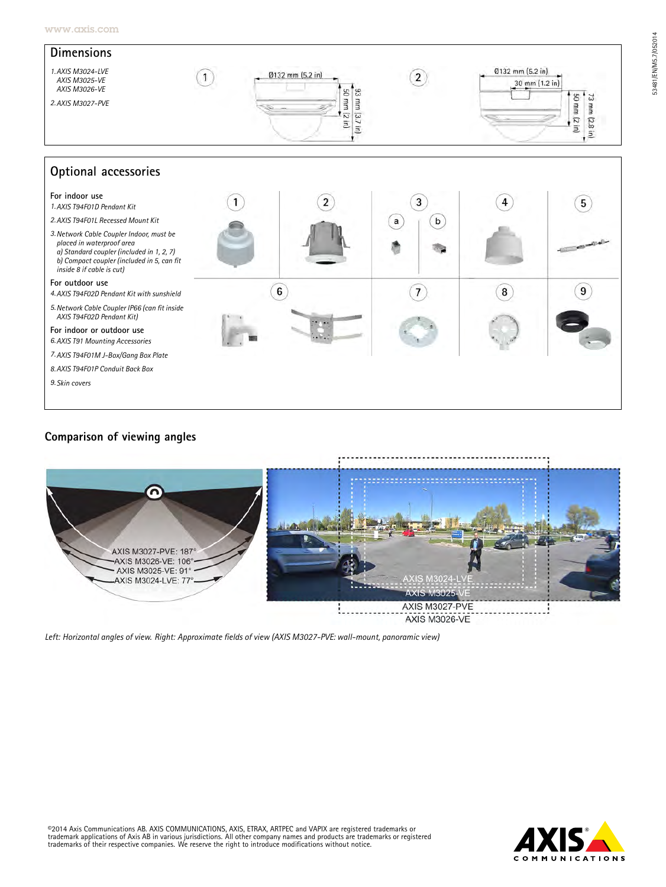## Dimensions

1. AXIS M3024-LVE
   AXIS M3025-VE
   AXIS M3026-VE
2. AXIS M3027-PVE

1

Ø132 mm (5.2 in)

50 mm (2 in)

93 mm (3.7 in)

2

Ø132 mm (5.2 in)

30 mm (1.2 in)

50 mm (2 in)

73 mm (2.8 in)

## Optional accessories

**For indoor use**

1. AXIS T94F01D Pendant Kit
2. AXIS T94F01L Recessed Mount Kit
3. Network Cable Coupler Indoor, must be placed in waterproof area
   a) Standard coupler (included in 1, 2, 7)
   b) Compact coupler (included in 5, can fit inside 8 if cable is cut)

**For outdoor use**

4. AXIS T94F02D Pendant Kit with sunshield
5. Network Cable Coupler IP66 (can fit inside AXIS T94F02D Pendant Kit)

**For indoor or outdoor use**

6. AXIS T91 Mounting Accessories
7. AXIS T94F01M J-Box/Gang Box Plate
8. AXIS T94F01P Conduit Back Box
9. Skin covers

## Comparison of viewing angles

AXIS M3027-PVE: 187°
AXIS M3026-VE: 106°
AXIS M3025-VE: 91°
AXIS M3024-LVE: 77°

AXIS M3024-LVE
AXIS M3025-VE
AXIS M3027-PVE
AXIS M3026-VE

*Left: Horizontal angles of view. Right: Approximate fields of view (AXIS M3027-PVE: wall-mount, panoramic view)*

©2014 Axis Communications AB. AXIS COMMUNICATIONS, AXIS, ETRAX, ARTPEC and VAPIX are registered trademarks or trademark applications of Axis AB in various jurisdictions. All other company names and products are trademarks or registered trademarks of their respective companies. We reserve the right to introduce modifications without notice.